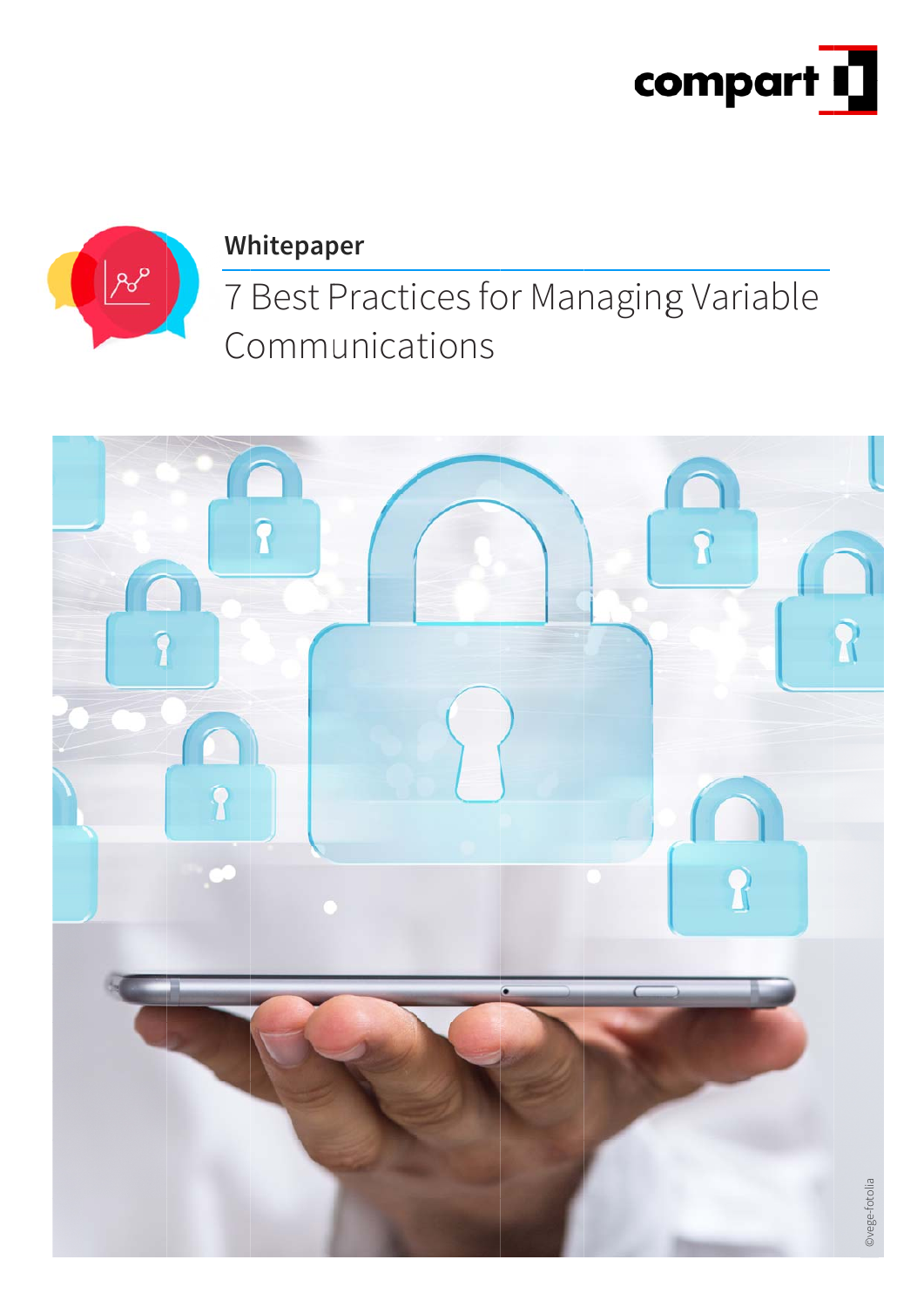compart

Whitepaper

# 7 Best Practices for Managing Variable Communications

©vege-fotolia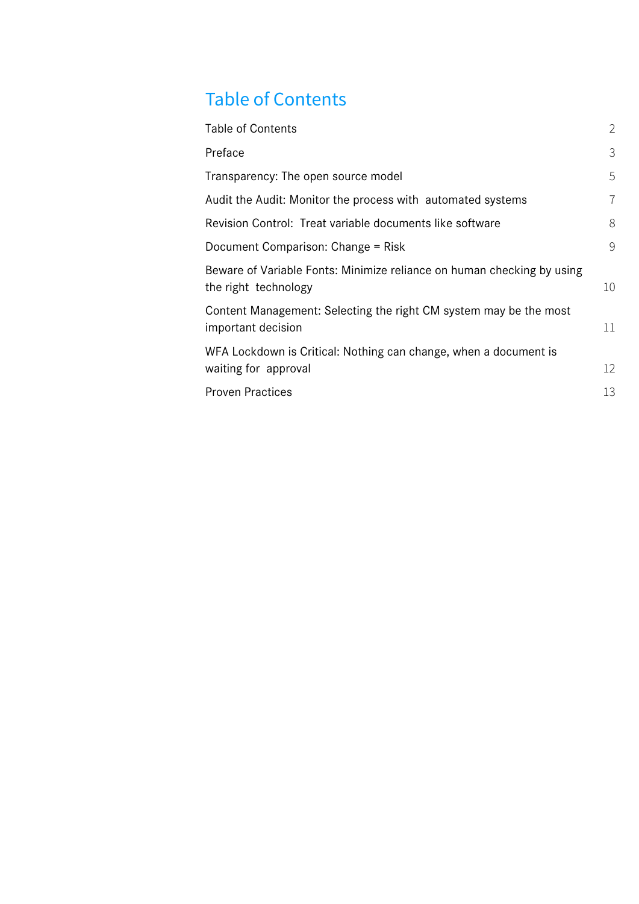# Table of Contents

| | |
|---|---|
| Table of Contents | 2 |
| Preface | 3 |
| Transparency: The open source model | 5 |
| Audit the Audit: Monitor the process with automated systems | 7 |
| Revision Control: Treat variable documents like software | 8 |
| Document Comparison: Change = Risk | 9 |
| Beware of Variable Fonts: Minimize reliance on human checking by using the right technology | 10 |
| Content Management: Selecting the right CM system may be the most important decision | 11 |
| WFA Lockdown is Critical: Nothing can change, when a document is waiting for approval | 12 |
| Proven Practices | 13 |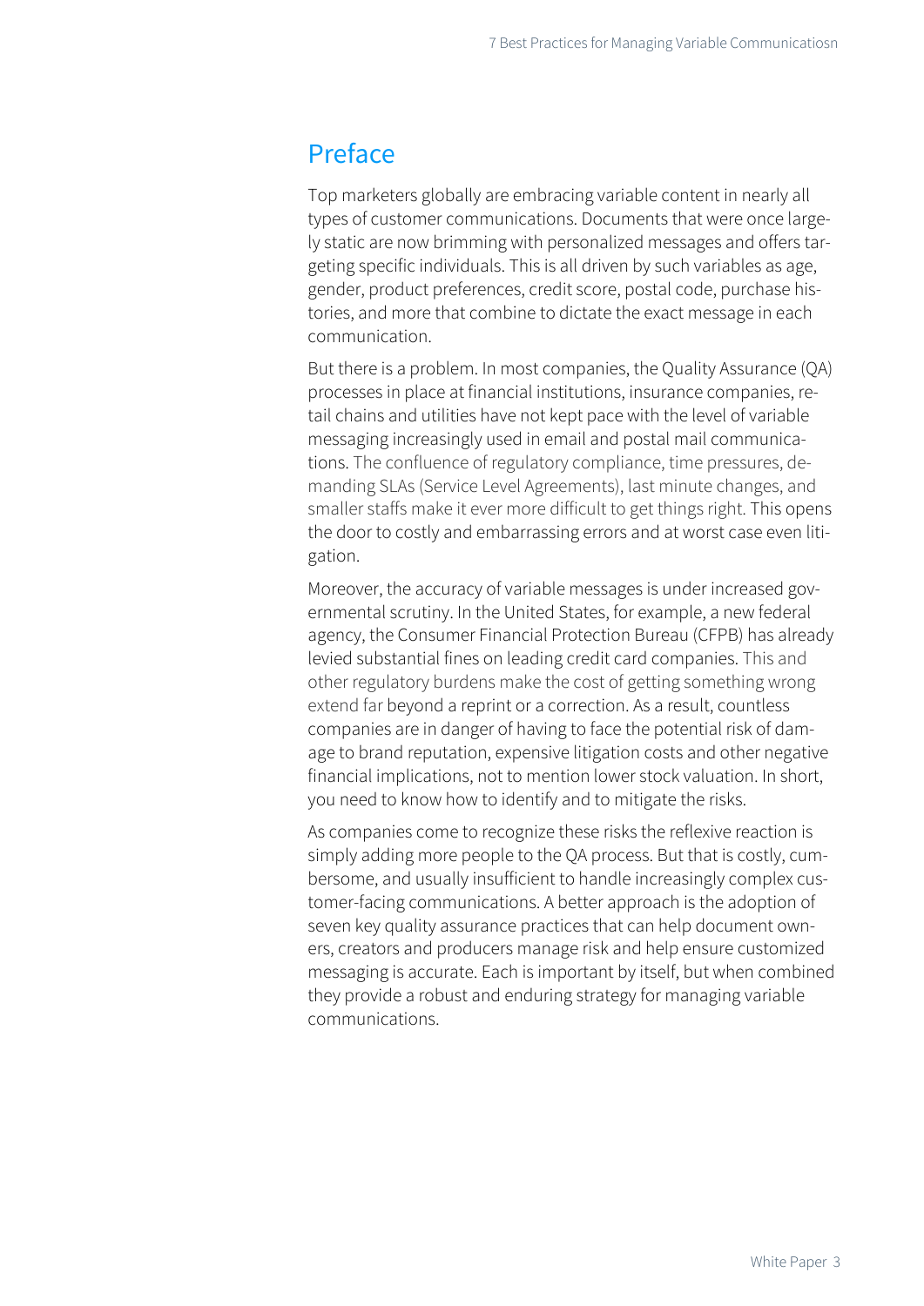## Preface

Top marketers globally are embracing variable content in nearly all types of customer communications. Documents that were once largely static are now brimming with personalized messages and offers targeting specific individuals. This is all driven by such variables as age, gender, product preferences, credit score, postal code, purchase histories, and more that combine to dictate the exact message in each communication.

But there is a problem. In most companies, the Quality Assurance (QA) processes in place at financial institutions, insurance companies, retail chains and utilities have not kept pace with the level of variable messaging increasingly used in email and postal mail communications. The confluence of regulatory compliance, time pressures, demanding SLAs (Service Level Agreements), last minute changes, and smaller staffs make it ever more difficult to get things right. This opens the door to costly and embarrassing errors and at worst case even litigation.

Moreover, the accuracy of variable messages is under increased governmental scrutiny. In the United States, for example, a new federal agency, the Consumer Financial Protection Bureau (CFPB) has already levied substantial fines on leading credit card companies. This and other regulatory burdens make the cost of getting something wrong extend far beyond a reprint or a correction. As a result, countless companies are in danger of having to face the potential risk of damage to brand reputation, expensive litigation costs and other negative financial implications, not to mention lower stock valuation. In short, you need to know how to identify and to mitigate the risks.

As companies come to recognize these risks the reflexive reaction is simply adding more people to the QA process. But that is costly, cumbersome, and usually insufficient to handle increasingly complex customer-facing communications. A better approach is the adoption of seven key quality assurance practices that can help document owners, creators and producers manage risk and help ensure customized messaging is accurate. Each is important by itself, but when combined they provide a robust and enduring strategy for managing variable communications.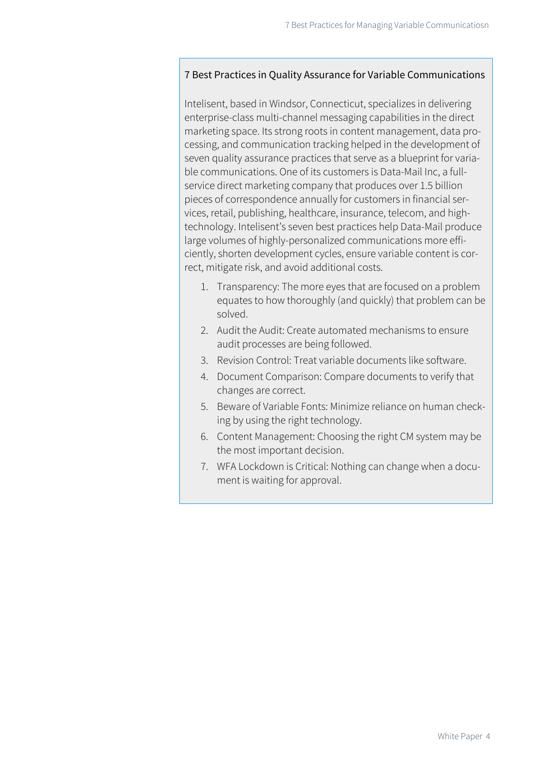### 7 Best Practices in Quality Assurance for Variable Communications

Intelisent, based in Windsor, Connecticut, specializes in delivering enterprise-class multi-channel messaging capabilities in the direct marketing space. Its strong roots in content management, data processing, and communication tracking helped in the development of seven quality assurance practices that serve as a blueprint for variable communications. One of its customers is Data-Mail Inc, a full-service direct marketing company that produces over 1.5 billion pieces of correspondence annually for customers in financial services, retail, publishing, healthcare, insurance, telecom, and high-technology. Intelisent's seven best practices help Data-Mail produce large volumes of highly-personalized communications more efficiently, shorten development cycles, ensure variable content is correct, mitigate risk, and avoid additional costs.

1. Transparency: The more eyes that are focused on a problem equates to how thoroughly (and quickly) that problem can be solved.
2. Audit the Audit: Create automated mechanisms to ensure audit processes are being followed.
3. Revision Control: Treat variable documents like software.
4. Document Comparison: Compare documents to verify that changes are correct.
5. Beware of Variable Fonts: Minimize reliance on human checking by using the right technology.
6. Content Management: Choosing the right CM system may be the most important decision.
7. WFA Lockdown is Critical: Nothing can change when a document is waiting for approval.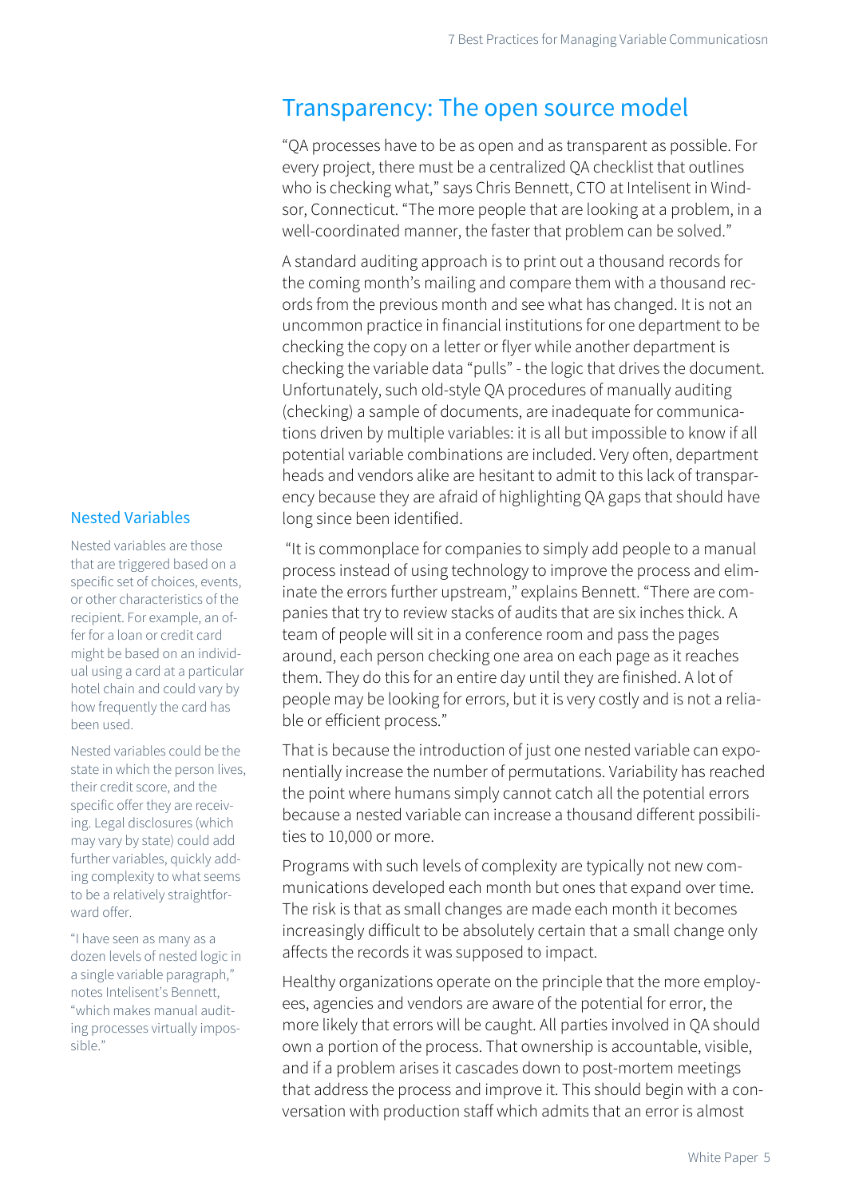## Transparency: The open source model

"QA processes have to be as open and as transparent as possible. For every project, there must be a centralized QA checklist that outlines who is checking what," says Chris Bennett, CTO at Intelisent in Windsor, Connecticut. "The more people that are looking at a problem, in a well-coordinated manner, the faster that problem can be solved."

A standard auditing approach is to print out a thousand records for the coming month's mailing and compare them with a thousand records from the previous month and see what has changed. It is not an uncommon practice in financial institutions for one department to be checking the copy on a letter or flyer while another department is checking the variable data "pulls" - the logic that drives the document. Unfortunately, such old-style QA procedures of manually auditing (checking) a sample of documents, are inadequate for communications driven by multiple variables: it is all but impossible to know if all potential variable combinations are included. Very often, department heads and vendors alike are hesitant to admit to this lack of transparency because they are afraid of highlighting QA gaps that should have long since been identified.

"It is commonplace for companies to simply add people to a manual process instead of using technology to improve the process and eliminate the errors further upstream," explains Bennett. "There are companies that try to review stacks of audits that are six inches thick. A team of people will sit in a conference room and pass the pages around, each person checking one area on each page as it reaches them. They do this for an entire day until they are finished. A lot of people may be looking for errors, but it is very costly and is not a reliable or efficient process."

That is because the introduction of just one nested variable can exponentially increase the number of permutations. Variability has reached the point where humans simply cannot catch all the potential errors because a nested variable can increase a thousand different possibilities to 10,000 or more.

Programs with such levels of complexity are typically not new communications developed each month but ones that expand over time. The risk is that as small changes are made each month it becomes increasingly difficult to be absolutely certain that a small change only affects the records it was supposed to impact.

Healthy organizations operate on the principle that the more employees, agencies and vendors are aware of the potential for error, the more likely that errors will be caught. All parties involved in QA should own a portion of the process. That ownership is accountable, visible, and if a problem arises it cascades down to post-mortem meetings that address the process and improve it. This should begin with a conversation with production staff which admits that an error is almost

### Nested Variables

Nested variables are those that are triggered based on a specific set of choices, events, or other characteristics of the recipient. For example, an offer for a loan or credit card might be based on an individual using a card at a particular hotel chain and could vary by how frequently the card has been used.

Nested variables could be the state in which the person lives, their credit score, and the specific offer they are receiving. Legal disclosures (which may vary by state) could add further variables, quickly adding complexity to what seems to be a relatively straightforward offer.

"I have seen as many as a dozen levels of nested logic in a single variable paragraph," notes Intelisent's Bennett, "which makes manual auditing processes virtually impossible."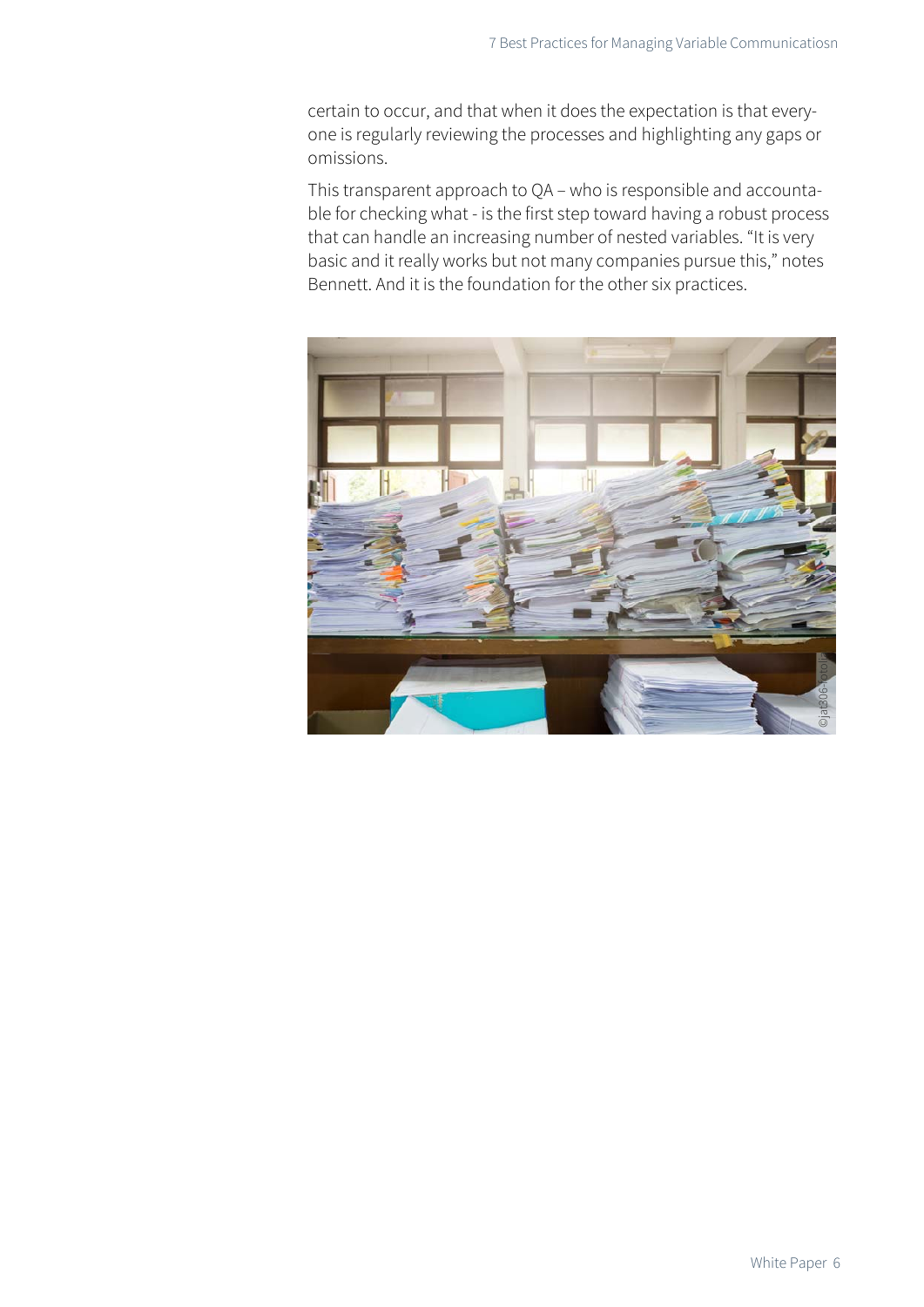certain to occur, and that when it does the expectation is that everyone is regularly reviewing the processes and highlighting any gaps or omissions.

This transparent approach to QA – who is responsible and accountable for checking what - is the first step toward having a robust process that can handle an increasing number of nested variables. “It is very basic and it really works but not many companies pursue this,” notes Bennett. And it is the foundation for the other six practices.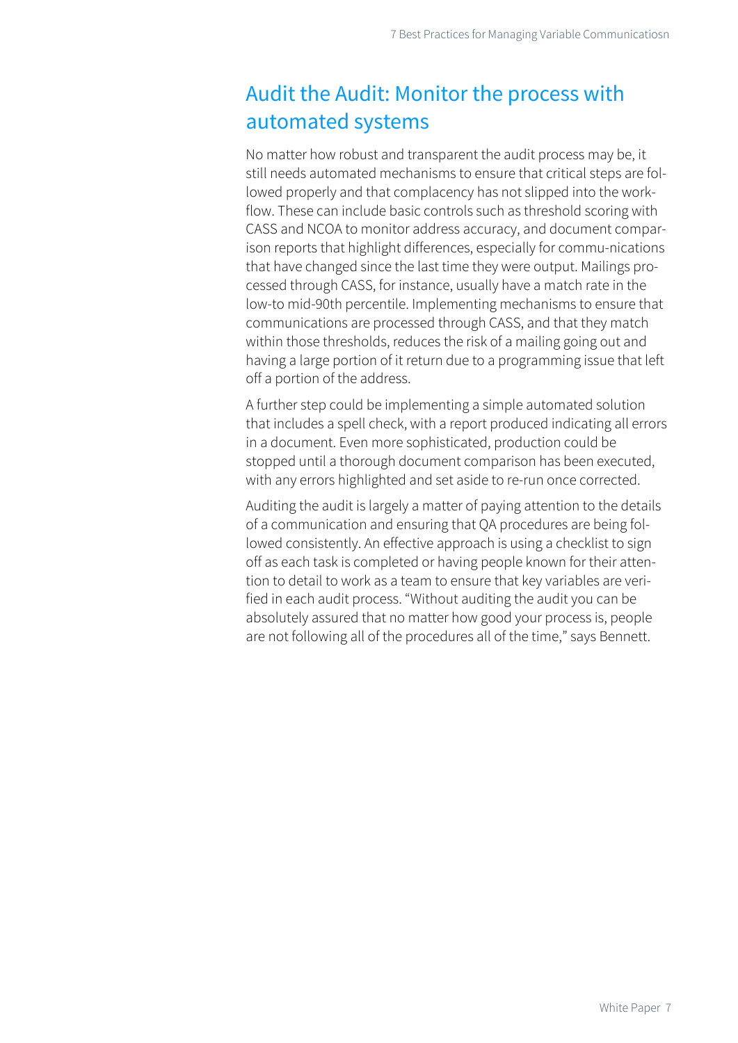## Audit the Audit: Monitor the process with automated systems

No matter how robust and transparent the audit process may be, it still needs automated mechanisms to ensure that critical steps are followed properly and that complacency has not slipped into the workflow. These can include basic controls such as threshold scoring with CASS and NCOA to monitor address accuracy, and document comparison reports that highlight differences, especially for commu-nications that have changed since the last time they were output. Mailings processed through CASS, for instance, usually have a match rate in the low-to mid-90th percentile. Implementing mechanisms to ensure that communications are processed through CASS, and that they match within those thresholds, reduces the risk of a mailing going out and having a large portion of it return due to a programming issue that left off a portion of the address.

A further step could be implementing a simple automated solution that includes a spell check, with a report produced indicating all errors in a document. Even more sophisticated, production could be stopped until a thorough document comparison has been executed, with any errors highlighted and set aside to re-run once corrected.

Auditing the audit is largely a matter of paying attention to the details of a communication and ensuring that QA procedures are being followed consistently. An effective approach is using a checklist to sign off as each task is completed or having people known for their attention to detail to work as a team to ensure that key variables are verified in each audit process. "Without auditing the audit you can be absolutely assured that no matter how good your process is, people are not following all of the procedures all of the time," says Bennett.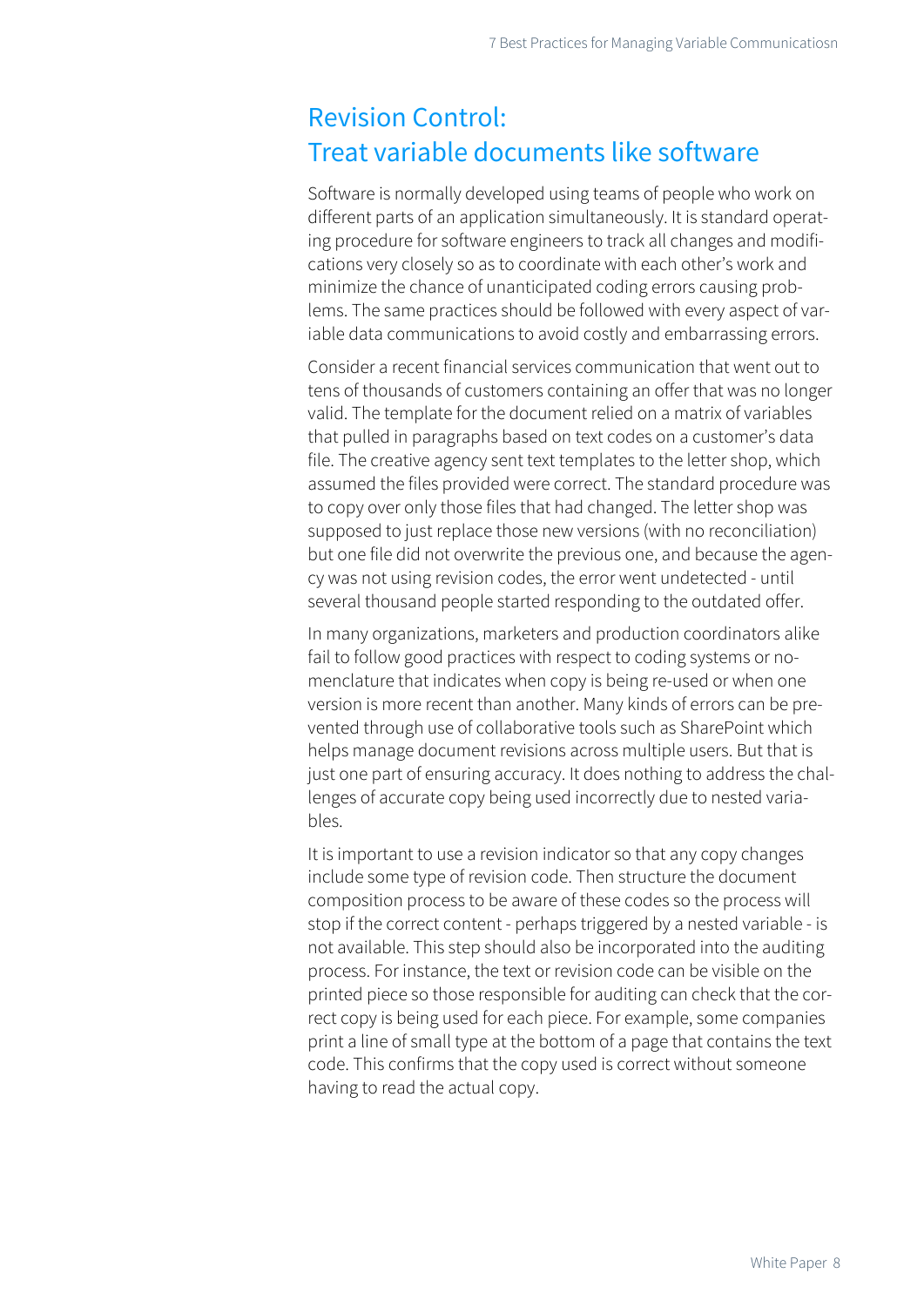# Revision Control: Treat variable documents like software

Software is normally developed using teams of people who work on different parts of an application simultaneously. It is standard operating procedure for software engineers to track all changes and modifications very closely so as to coordinate with each other's work and minimize the chance of unanticipated coding errors causing problems. The same practices should be followed with every aspect of variable data communications to avoid costly and embarrassing errors.

Consider a recent financial services communication that went out to tens of thousands of customers containing an offer that was no longer valid. The template for the document relied on a matrix of variables that pulled in paragraphs based on text codes on a customer's data file. The creative agency sent text templates to the letter shop, which assumed the files provided were correct. The standard procedure was to copy over only those files that had changed. The letter shop was supposed to just replace those new versions (with no reconciliation) but one file did not overwrite the previous one, and because the agency was not using revision codes, the error went undetected - until several thousand people started responding to the outdated offer.

In many organizations, marketers and production coordinators alike fail to follow good practices with respect to coding systems or nomenclature that indicates when copy is being re-used or when one version is more recent than another. Many kinds of errors can be prevented through use of collaborative tools such as SharePoint which helps manage document revisions across multiple users. But that is just one part of ensuring accuracy. It does nothing to address the challenges of accurate copy being used incorrectly due to nested variables.

It is important to use a revision indicator so that any copy changes include some type of revision code. Then structure the document composition process to be aware of these codes so the process will stop if the correct content - perhaps triggered by a nested variable - is not available. This step should also be incorporated into the auditing process. For instance, the text or revision code can be visible on the printed piece so those responsible for auditing can check that the correct copy is being used for each piece. For example, some companies print a line of small type at the bottom of a page that contains the text code. This confirms that the copy used is correct without someone having to read the actual copy.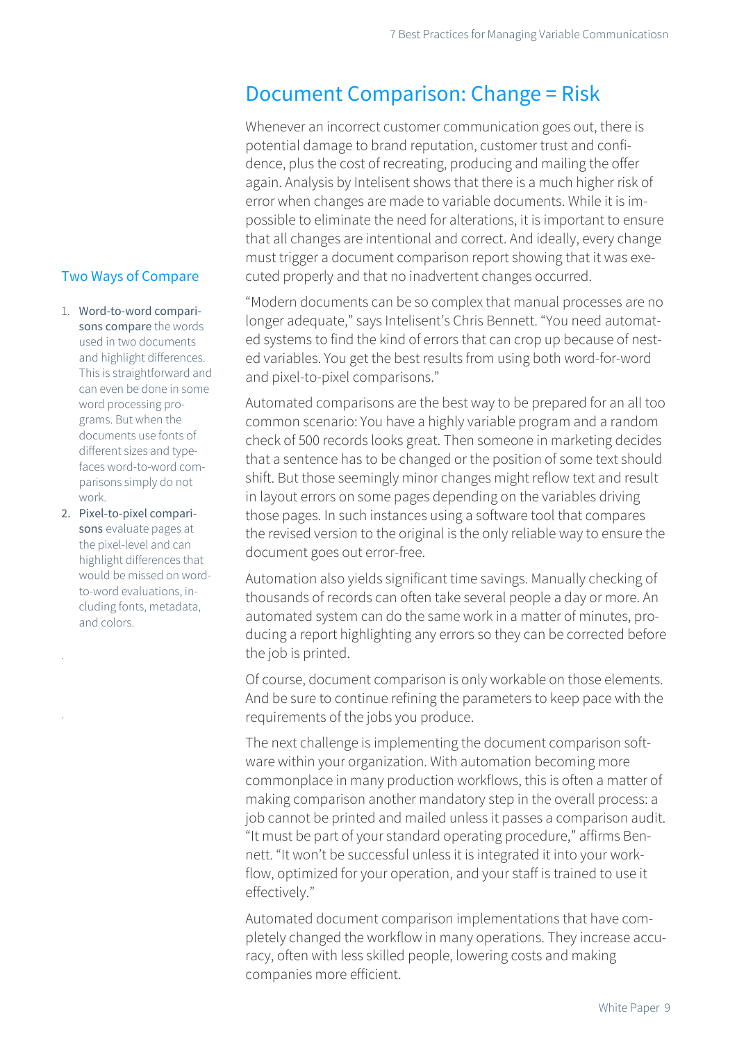## Document Comparison: Change = Risk

Whenever an incorrect customer communication goes out, there is potential damage to brand reputation, customer trust and confidence, plus the cost of recreating, producing and mailing the offer again. Analysis by Intelisent shows that there is a much higher risk of error when changes are made to variable documents. While it is impossible to eliminate the need for alterations, it is important to ensure that all changes are intentional and correct. And ideally, every change must trigger a document comparison report showing that it was executed properly and that no inadvertent changes occurred.

"Modern documents can be so complex that manual processes are no longer adequate," says Intelisent's Chris Bennett. "You need automated systems to find the kind of errors that can crop up because of nested variables. You get the best results from using both word-for-word and pixel-to-pixel comparisons."

Automated comparisons are the best way to be prepared for an all too common scenario: You have a highly variable program and a random check of 500 records looks great. Then someone in marketing decides that a sentence has to be changed or the position of some text should shift. But those seemingly minor changes might reflow text and result in layout errors on some pages depending on the variables driving those pages. In such instances using a software tool that compares the revised version to the original is the only reliable way to ensure the document goes out error-free.

Automation also yields significant time savings. Manually checking of thousands of records can often take several people a day or more. An automated system can do the same work in a matter of minutes, producing a report highlighting any errors so they can be corrected before the job is printed.

Of course, document comparison is only workable on those elements. And be sure to continue refining the parameters to keep pace with the requirements of the jobs you produce.

The next challenge is implementing the document comparison software within your organization. With automation becoming more commonplace in many production workflows, this is often a matter of making comparison another mandatory step in the overall process: a job cannot be printed and mailed unless it passes a comparison audit. "It must be part of your standard operating procedure," affirms Bennett. "It won't be successful unless it is integrated it into your workflow, optimized for your operation, and your staff is trained to use it effectively."

Automated document comparison implementations that have completely changed the workflow in many operations. They increase accuracy, often with less skilled people, lowering costs and making companies more efficient.

### Two Ways of Compare

1. **Word-to-word comparisons compare** the words used in two documents and highlight differences. This is straightforward and can even be done in some word processing programs. But when the documents use fonts of different sizes and typefaces word-to-word comparisons simply do not work.
2. **Pixel-to-pixel comparisons** evaluate pages at the pixel-level and can highlight differences that would be missed on word-to-word evaluations, including fonts, metadata, and colors.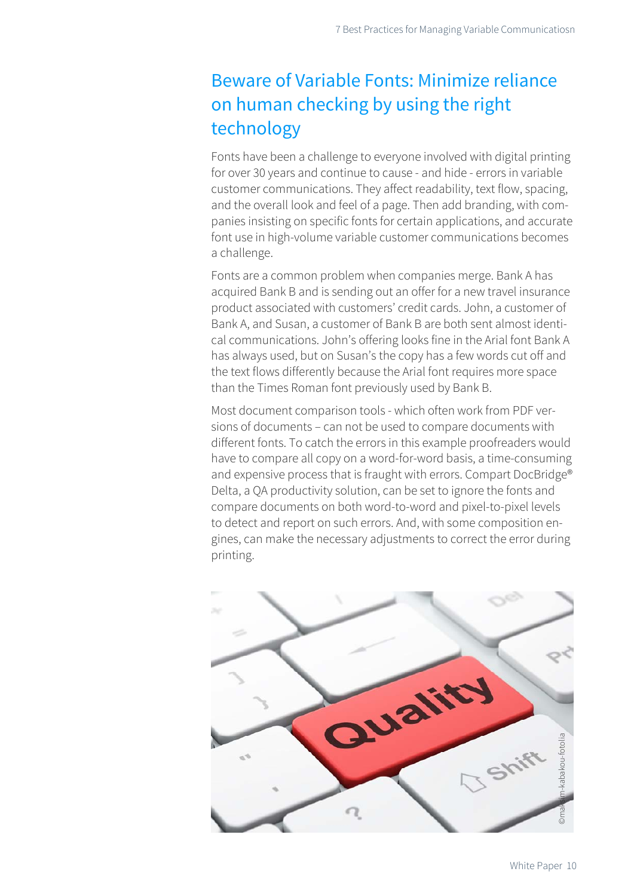## Beware of Variable Fonts: Minimize reliance on human checking by using the right technology

Fonts have been a challenge to everyone involved with digital printing for over 30 years and continue to cause - and hide - errors in variable customer communications. They affect readability, text flow, spacing, and the overall look and feel of a page. Then add branding, with companies insisting on specific fonts for certain applications, and accurate font use in high-volume variable customer communications becomes a challenge.

Fonts are a common problem when companies merge. Bank A has acquired Bank B and is sending out an offer for a new travel insurance product associated with customers' credit cards. John, a customer of Bank A, and Susan, a customer of Bank B are both sent almost identical communications. John's offering looks fine in the Arial font Bank A has always used, but on Susan's the copy has a few words cut off and the text flows differently because the Arial font requires more space than the Times Roman font previously used by Bank B.

Most document comparison tools - which often work from PDF versions of documents – can not be used to compare documents with different fonts. To catch the errors in this example proofreaders would have to compare all copy on a word-for-word basis, a time-consuming and expensive process that is fraught with errors. Compart DocBridge® Delta, a QA productivity solution, can be set to ignore the fonts and compare documents on both word-to-word and pixel-to-pixel levels to detect and report on such errors. And, with some composition engines, can make the necessary adjustments to correct the error during printing.

©maksim-kabakou-fotolia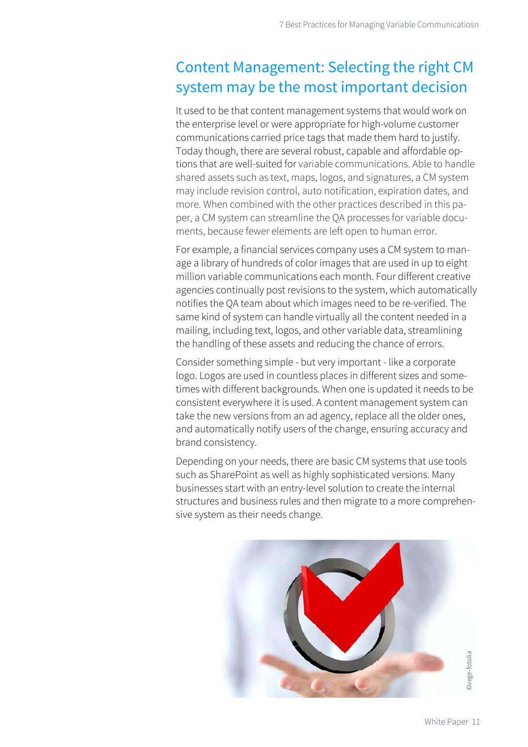## Content Management: Selecting the right CM system may be the most important decision

It used to be that content management systems that would work on the enterprise level or were appropriate for high-volume customer communications carried price tags that made them hard to justify. Today though, there are several robust, capable and affordable options that are well-suited for variable communications. Able to handle shared assets such as text, maps, logos, and signatures, a CM system may include revision control, auto notification, expiration dates, and more. When combined with the other practices described in this paper, a CM system can streamline the QA processes for variable documents, because fewer elements are left open to human error.

For example, a financial services company uses a CM system to manage a library of hundreds of color images that are used in up to eight million variable communications each month. Four different creative agencies continually post revisions to the system, which automatically notifies the QA team about which images need to be re-verified. The same kind of system can handle virtually all the content needed in a mailing, including text, logos, and other variable data, streamlining the handling of these assets and reducing the chance of errors.

Consider something simple - but very important - like a corporate logo. Logos are used in countless places in different sizes and sometimes with different backgrounds. When one is updated it needs to be consistent everywhere it is used. A content management system can take the new versions from an ad agency, replace all the older ones, and automatically notify users of the change, ensuring accuracy and brand consistency.

Depending on your needs, there are basic CM systems that use tools such as SharePoint as well as highly sophisticated versions. Many businesses start with an entry-level solution to create the internal structures and business rules and then migrate to a more comprehensive system as their needs change.

©vege-fotolia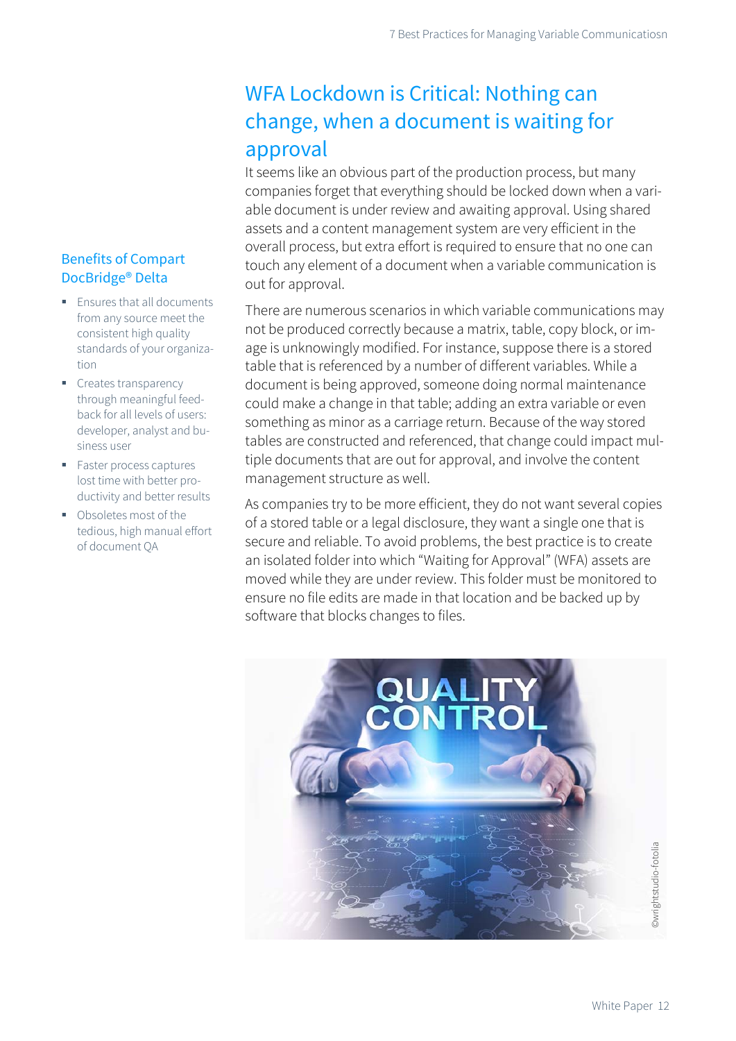## WFA Lockdown is Critical: Nothing can change, when a document is waiting for approval

It seems like an obvious part of the production process, but many companies forget that everything should be locked down when a variable document is under review and awaiting approval. Using shared assets and a content management system are very efficient in the overall process, but extra effort is required to ensure that no one can touch any element of a document when a variable communication is out for approval.

There are numerous scenarios in which variable communications may not be produced correctly because a matrix, table, copy block, or image is unknowingly modified. For instance, suppose there is a stored table that is referenced by a number of different variables. While a document is being approved, someone doing normal maintenance could make a change in that table; adding an extra variable or even something as minor as a carriage return. Because of the way stored tables are constructed and referenced, that change could impact multiple documents that are out for approval, and involve the content management structure as well.

As companies try to be more efficient, they do not want several copies of a stored table or a legal disclosure, they want a single one that is secure and reliable. To avoid problems, the best practice is to create an isolated folder into which "Waiting for Approval" (WFA) assets are moved while they are under review. This folder must be monitored to ensure no file edits are made in that location and be backed up by software that blocks changes to files.

### Benefits of Compart DocBridge® Delta

- Ensures that all documents from any source meet the consistent high quality standards of your organization
- Creates transparency through meaningful feedback for all levels of users: developer, analyst and business user
- Faster process captures lost time with better productivity and better results
- Obsoletes most of the tedious, high manual effort of document QA

©wrightstudio-fotolia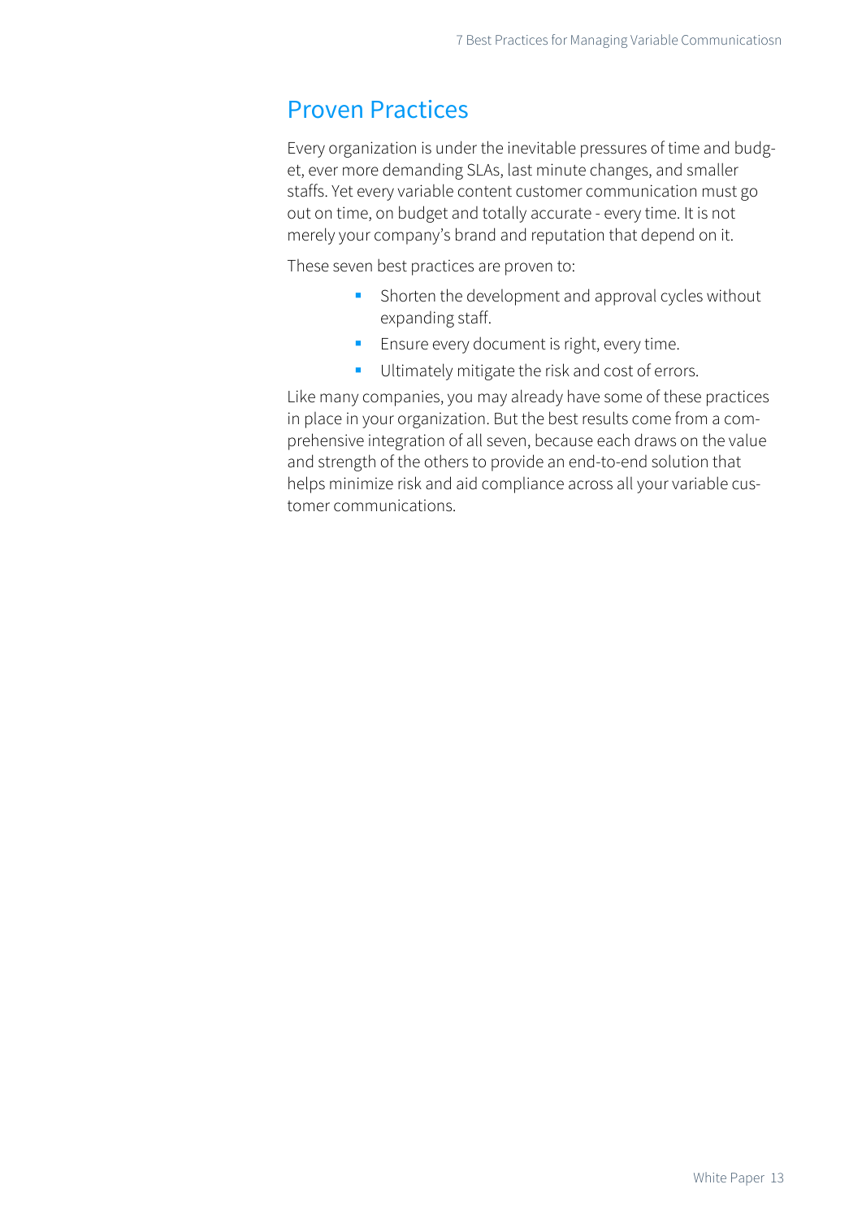## Proven Practices

Every organization is under the inevitable pressures of time and budget, ever more demanding SLAs, last minute changes, and smaller staffs. Yet every variable content customer communication must go out on time, on budget and totally accurate - every time. It is not merely your company's brand and reputation that depend on it.

These seven best practices are proven to:

- Shorten the development and approval cycles without expanding staff.
- Ensure every document is right, every time.
- Ultimately mitigate the risk and cost of errors.

Like many companies, you may already have some of these practices in place in your organization. But the best results come from a comprehensive integration of all seven, because each draws on the value and strength of the others to provide an end-to-end solution that helps minimize risk and aid compliance across all your variable customer communications.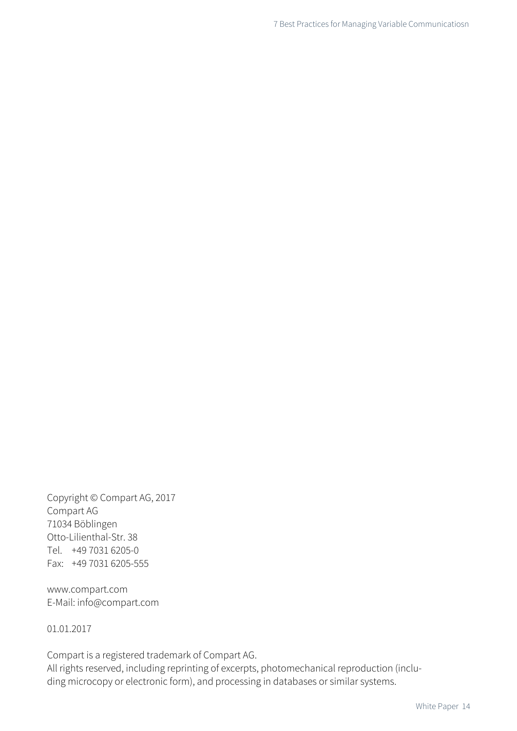Copyright © Compart AG, 2017  
Compart AG  
71034 Böblingen  
Otto-Lilienthal-Str. 38  
Tel. +49 7031 6205-0  
Fax: +49 7031 6205-555

www.compart.com  
E-Mail: info@compart.com

01.01.2017

Compart is a registered trademark of Compart AG.  
All rights reserved, including reprinting of excerpts, photomechanical reproduction (including microcopy or electronic form), and processing in databases or similar systems.